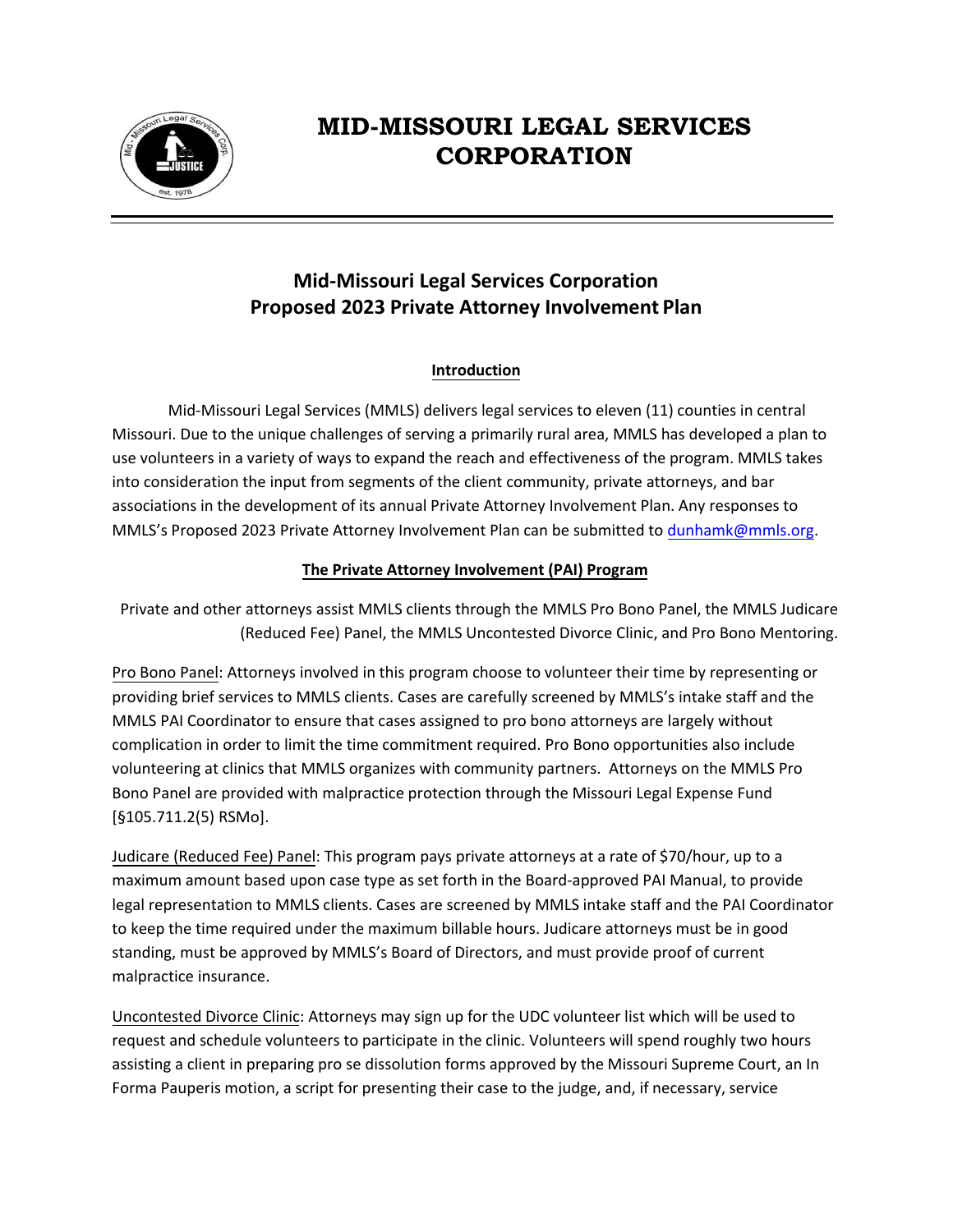# MID-MISSOURI LEGAL SERVICES CORPORATION

## Mid-Missouri Legal Services Corporation
## Proposed 2023 Private Attorney Involvement Plan

### Introduction

Mid-Missouri Legal Services (MMLS) delivers legal services to eleven (11) counties in central Missouri. Due to the unique challenges of serving a primarily rural area, MMLS has developed a plan to use volunteers in a variety of ways to expand the reach and effectiveness of the program. MMLS takes into consideration the input from segments of the client community, private attorneys, and bar associations in the development of its annual Private Attorney Involvement Plan. Any responses to MMLS's Proposed 2023 Private Attorney Involvement Plan can be submitted to dunhamk@mmls.org.

### The Private Attorney Involvement (PAI) Program

Private and other attorneys assist MMLS clients through the MMLS Pro Bono Panel, the MMLS Judicare (Reduced Fee) Panel, the MMLS Uncontested Divorce Clinic, and Pro Bono Mentoring.

Pro Bono Panel: Attorneys involved in this program choose to volunteer their time by representing or providing brief services to MMLS clients. Cases are carefully screened by MMLS's intake staff and the MMLS PAI Coordinator to ensure that cases assigned to pro bono attorneys are largely without complication in order to limit the time commitment required. Pro Bono opportunities also include volunteering at clinics that MMLS organizes with community partners. Attorneys on the MMLS Pro Bono Panel are provided with malpractice protection through the Missouri Legal Expense Fund [§105.711.2(5) RSMo].

Judicare (Reduced Fee) Panel: This program pays private attorneys at a rate of $70/hour, up to a maximum amount based upon case type as set forth in the Board-approved PAI Manual, to provide legal representation to MMLS clients. Cases are screened by MMLS intake staff and the PAI Coordinator to keep the time required under the maximum billable hours. Judicare attorneys must be in good standing, must be approved by MMLS's Board of Directors, and must provide proof of current malpractice insurance.

Uncontested Divorce Clinic: Attorneys may sign up for the UDC volunteer list which will be used to request and schedule volunteers to participate in the clinic. Volunteers will spend roughly two hours assisting a client in preparing pro se dissolution forms approved by the Missouri Supreme Court, an In Forma Pauperis motion, a script for presenting their case to the judge, and, if necessary, service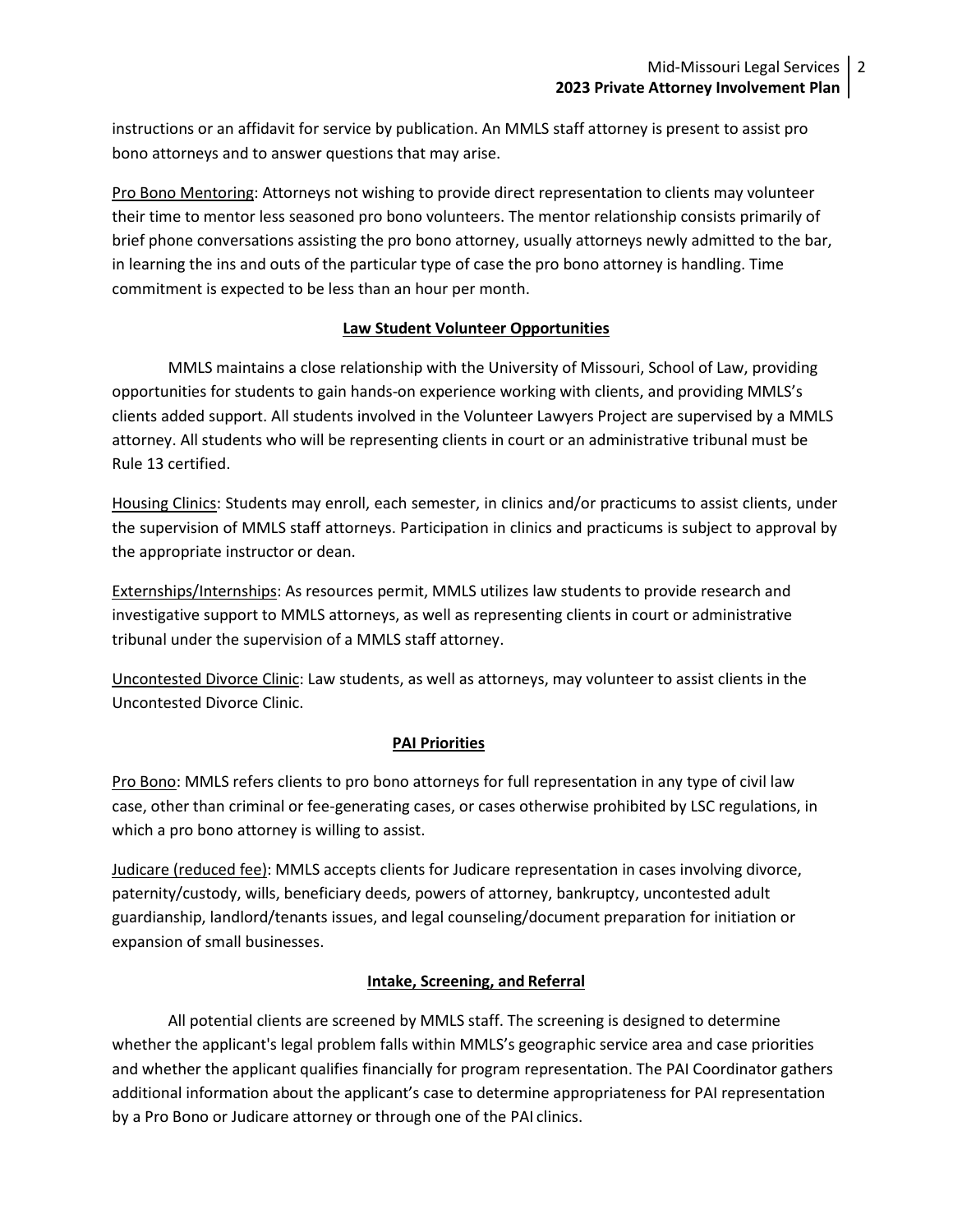instructions or an affidavit for service by publication. An MMLS staff attorney is present to assist pro bono attorneys and to answer questions that may arise.

Pro Bono Mentoring: Attorneys not wishing to provide direct representation to clients may volunteer their time to mentor less seasoned pro bono volunteers. The mentor relationship consists primarily of brief phone conversations assisting the pro bono attorney, usually attorneys newly admitted to the bar, in learning the ins and outs of the particular type of case the pro bono attorney is handling. Time commitment is expected to be less than an hour per month.

## Law Student Volunteer Opportunities

MMLS maintains a close relationship with the University of Missouri, School of Law, providing opportunities for students to gain hands-on experience working with clients, and providing MMLS's clients added support. All students involved in the Volunteer Lawyers Project are supervised by a MMLS attorney. All students who will be representing clients in court or an administrative tribunal must be Rule 13 certified.

Housing Clinics: Students may enroll, each semester, in clinics and/or practicums to assist clients, under the supervision of MMLS staff attorneys. Participation in clinics and practicums is subject to approval by the appropriate instructor or dean.

Externships/Internships: As resources permit, MMLS utilizes law students to provide research and investigative support to MMLS attorneys, as well as representing clients in court or administrative tribunal under the supervision of a MMLS staff attorney.

Uncontested Divorce Clinic: Law students, as well as attorneys, may volunteer to assist clients in the Uncontested Divorce Clinic.

## PAI Priorities

Pro Bono: MMLS refers clients to pro bono attorneys for full representation in any type of civil law case, other than criminal or fee-generating cases, or cases otherwise prohibited by LSC regulations, in which a pro bono attorney is willing to assist.

Judicare (reduced fee): MMLS accepts clients for Judicare representation in cases involving divorce, paternity/custody, wills, beneficiary deeds, powers of attorney, bankruptcy, uncontested adult guardianship, landlord/tenants issues, and legal counseling/document preparation for initiation or expansion of small businesses.

## Intake, Screening, and Referral

All potential clients are screened by MMLS staff. The screening is designed to determine whether the applicant's legal problem falls within MMLS's geographic service area and case priorities and whether the applicant qualifies financially for program representation. The PAI Coordinator gathers additional information about the applicant's case to determine appropriateness for PAI representation by a Pro Bono or Judicare attorney or through one of the PAI clinics.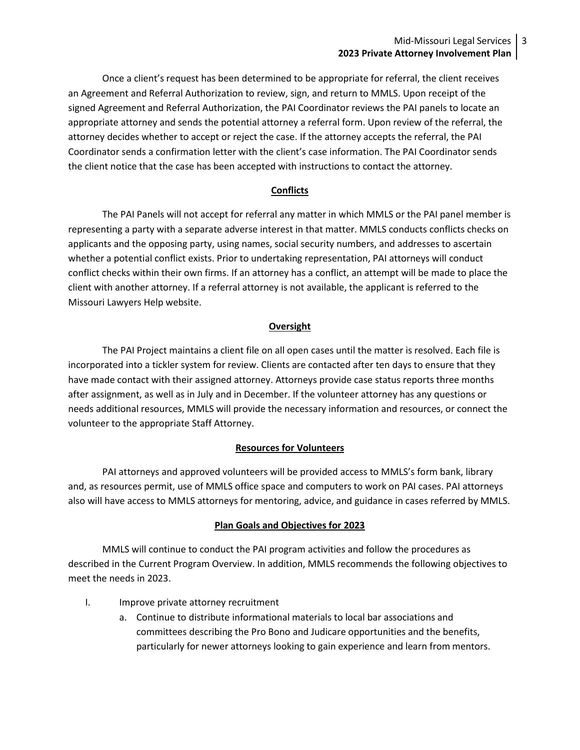Once a client's request has been determined to be appropriate for referral, the client receives an Agreement and Referral Authorization to review, sign, and return to MMLS. Upon receipt of the signed Agreement and Referral Authorization, the PAI Coordinator reviews the PAI panels to locate an appropriate attorney and sends the potential attorney a referral form. Upon review of the referral, the attorney decides whether to accept or reject the case. If the attorney accepts the referral, the PAI Coordinator sends a confirmation letter with the client's case information. The PAI Coordinator sends the client notice that the case has been accepted with instructions to contact the attorney.

## Conflicts

The PAI Panels will not accept for referral any matter in which MMLS or the PAI panel member is representing a party with a separate adverse interest in that matter. MMLS conducts conflicts checks on applicants and the opposing party, using names, social security numbers, and addresses to ascertain whether a potential conflict exists. Prior to undertaking representation, PAI attorneys will conduct conflict checks within their own firms. If an attorney has a conflict, an attempt will be made to place the client with another attorney. If a referral attorney is not available, the applicant is referred to the Missouri Lawyers Help website.

## Oversight

The PAI Project maintains a client file on all open cases until the matter is resolved. Each file is incorporated into a tickler system for review. Clients are contacted after ten days to ensure that they have made contact with their assigned attorney. Attorneys provide case status reports three months after assignment, as well as in July and in December. If the volunteer attorney has any questions or needs additional resources, MMLS will provide the necessary information and resources, or connect the volunteer to the appropriate Staff Attorney.

## Resources for Volunteers

PAI attorneys and approved volunteers will be provided access to MMLS's form bank, library and, as resources permit, use of MMLS office space and computers to work on PAI cases. PAI attorneys also will have access to MMLS attorneys for mentoring, advice, and guidance in cases referred by MMLS.

## Plan Goals and Objectives for 2023

MMLS will continue to conduct the PAI program activities and follow the procedures as described in the Current Program Overview. In addition, MMLS recommends the following objectives to meet the needs in 2023.

I. Improve private attorney recruitment
   a. Continue to distribute informational materials to local bar associations and committees describing the Pro Bono and Judicare opportunities and the benefits, particularly for newer attorneys looking to gain experience and learn from mentors.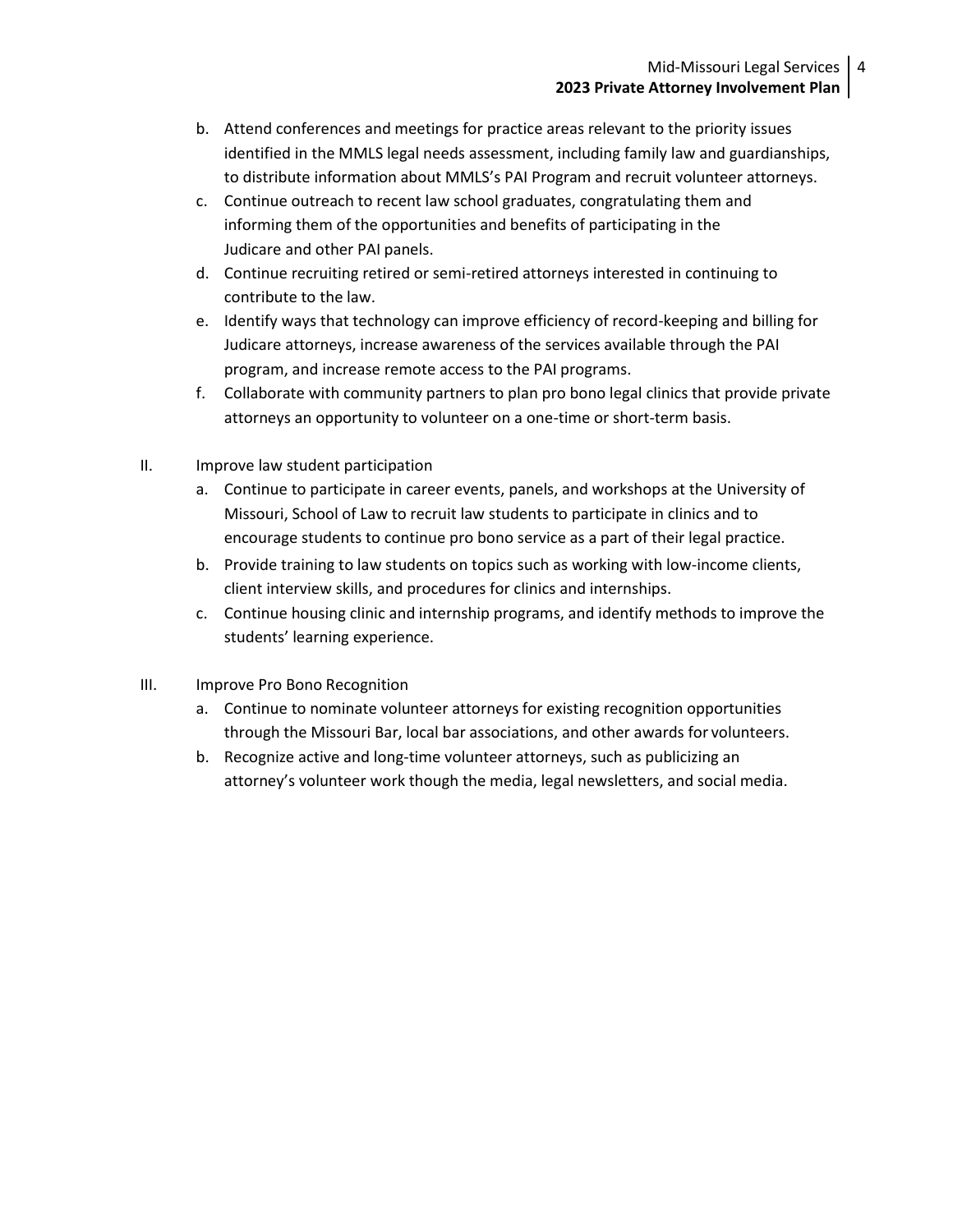b. Attend conferences and meetings for practice areas relevant to the priority issues identified in the MMLS legal needs assessment, including family law and guardianships, to distribute information about MMLS's PAI Program and recruit volunteer attorneys.
c. Continue outreach to recent law school graduates, congratulating them and informing them of the opportunities and benefits of participating in the Judicare and other PAI panels.
d. Continue recruiting retired or semi-retired attorneys interested in continuing to contribute to the law.
e. Identify ways that technology can improve efficiency of record-keeping and billing for Judicare attorneys, increase awareness of the services available through the PAI program, and increase remote access to the PAI programs.
f. Collaborate with community partners to plan pro bono legal clinics that provide private attorneys an opportunity to volunteer on a one-time or short-term basis.

II. Improve law student participation

a. Continue to participate in career events, panels, and workshops at the University of Missouri, School of Law to recruit law students to participate in clinics and to encourage students to continue pro bono service as a part of their legal practice.
b. Provide training to law students on topics such as working with low-income clients, client interview skills, and procedures for clinics and internships.
c. Continue housing clinic and internship programs, and identify methods to improve the students' learning experience.

III. Improve Pro Bono Recognition

a. Continue to nominate volunteer attorneys for existing recognition opportunities through the Missouri Bar, local bar associations, and other awards for volunteers.
b. Recognize active and long-time volunteer attorneys, such as publicizing an attorney's volunteer work though the media, legal newsletters, and social media.